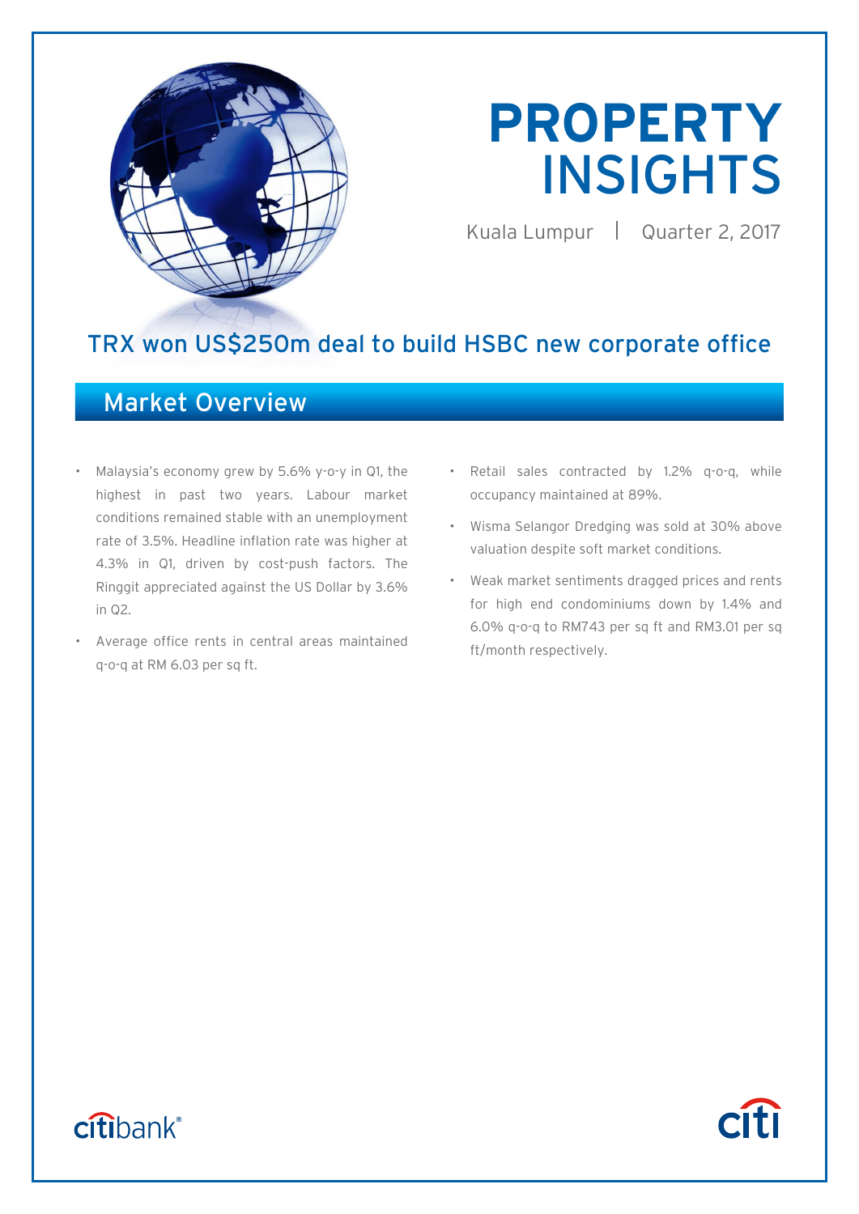# PROPERTY INSIGHTS

Kuala Lumpur | Quarter 2, 2017

## TRX won US$250m deal to build HSBC new corporate office

## Market Overview

- Malaysia's economy grew by 5.6% y-o-y in Q1, the highest in past two years. Labour market conditions remained stable with an unemployment rate of 3.5%. Headline inflation rate was higher at 4.3% in Q1, driven by cost-push factors. The Ringgit appreciated against the US Dollar by 3.6% in Q2.
- Average office rents in central areas maintained q-o-q at RM 6.03 per sq ft.
- Retail sales contracted by 1.2% q-o-q, while occupancy maintained at 89%.
- Wisma Selangor Dredging was sold at 30% above valuation despite soft market conditions.
- Weak market sentiments dragged prices and rents for high end condominiums down by 1.4% and 6.0% q-o-q to RM743 per sq ft and RM3.01 per sq ft/month respectively.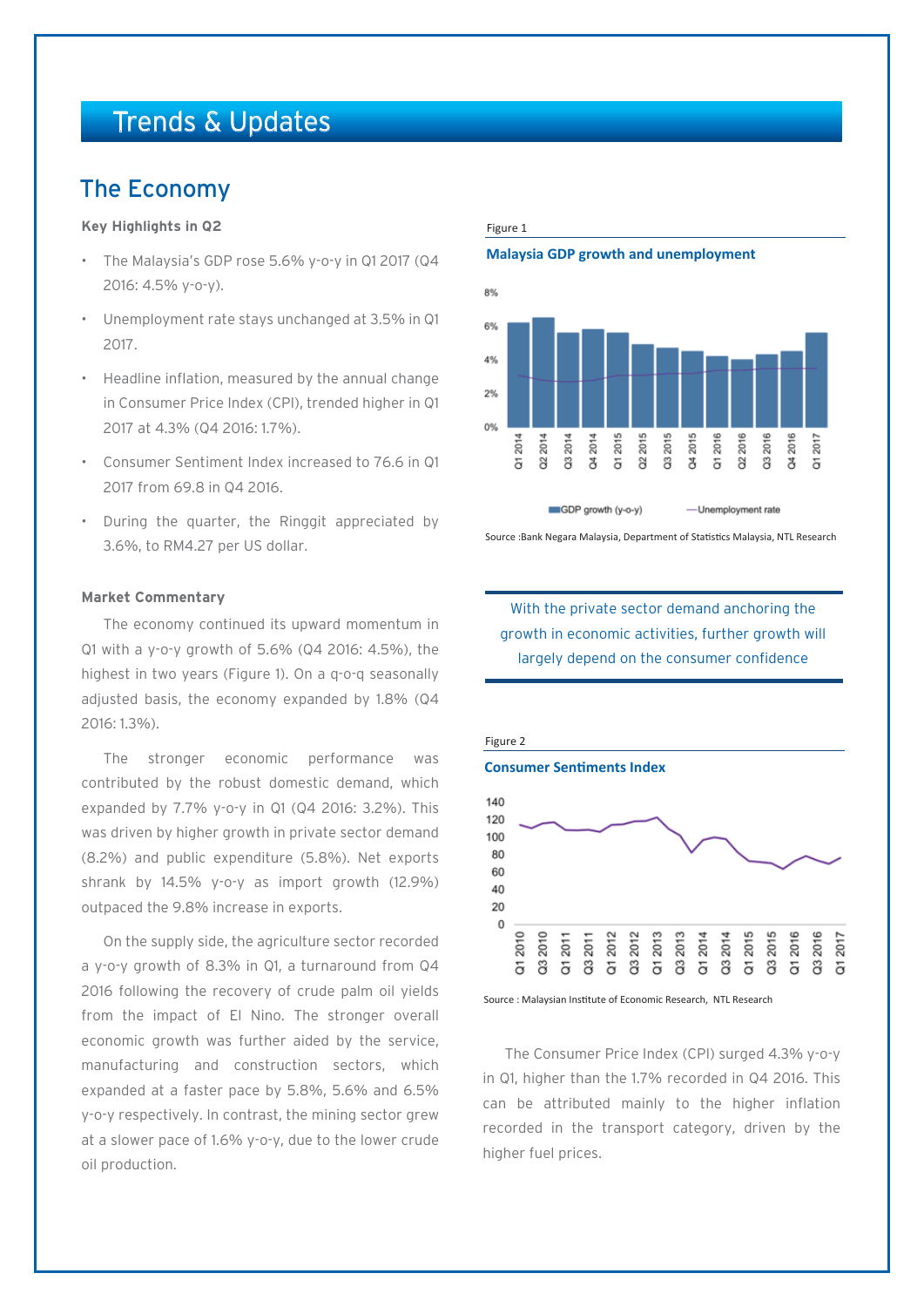# Trends & Updates

## The Economy

**Key Highlights in Q2**

- The Malaysia's GDP rose 5.6% y-o-y in Q1 2017 (Q4 2016: 4.5% y-o-y).
- Unemployment rate stays unchanged at 3.5% in Q1 2017.
- Headline inflation, measured by the annual change in Consumer Price Index (CPI), trended higher in Q1 2017 at 4.3% (Q4 2016: 1.7%).
- Consumer Sentiment Index increased to 76.6 in Q1 2017 from 69.8 in Q4 2016.
- During the quarter, the Ringgit appreciated by 3.6%, to RM4.27 per US dollar.

**Market Commentary**

The economy continued its upward momentum in Q1 with a y-o-y growth of 5.6% (Q4 2016: 4.5%), the highest in two years (Figure 1). On a q-o-q seasonally adjusted basis, the economy expanded by 1.8% (Q4 2016: 1.3%).

The stronger economic performance was contributed by the robust domestic demand, which expanded by 7.7% y-o-y in Q1 (Q4 2016: 3.2%). This was driven by higher growth in private sector demand (8.2%) and public expenditure (5.8%). Net exports shrank by 14.5% y-o-y as import growth (12.9%) outpaced the 9.8% increase in exports.

On the supply side, the agriculture sector recorded a y-o-y growth of 8.3% in Q1, a turnaround from Q4 2016 following the recovery of crude palm oil yields from the impact of El Nino. The stronger overall economic growth was further aided by the service, manufacturing and construction sectors, which expanded at a faster pace by 5.8%, 5.6% and 6.5% y-o-y respectively. In contrast, the mining sector grew at a slower pace of 1.6% y-o-y, due to the lower crude oil production.

Figure 1

**Malaysia GDP growth and unemployment**

Source :Bank Negara Malaysia, Department of Statistics Malaysia, NTL Research

> With the private sector demand anchoring the growth in economic activities, further growth will largely depend on the consumer confidence

Figure 2

**Consumer Sentiments Index**

Source : Malaysian Institute of Economic Research, NTL Research

The Consumer Price Index (CPI) surged 4.3% y-o-y in Q1, higher than the 1.7% recorded in Q4 2016. This can be attributed mainly to the higher inflation recorded in the transport category, driven by the higher fuel prices.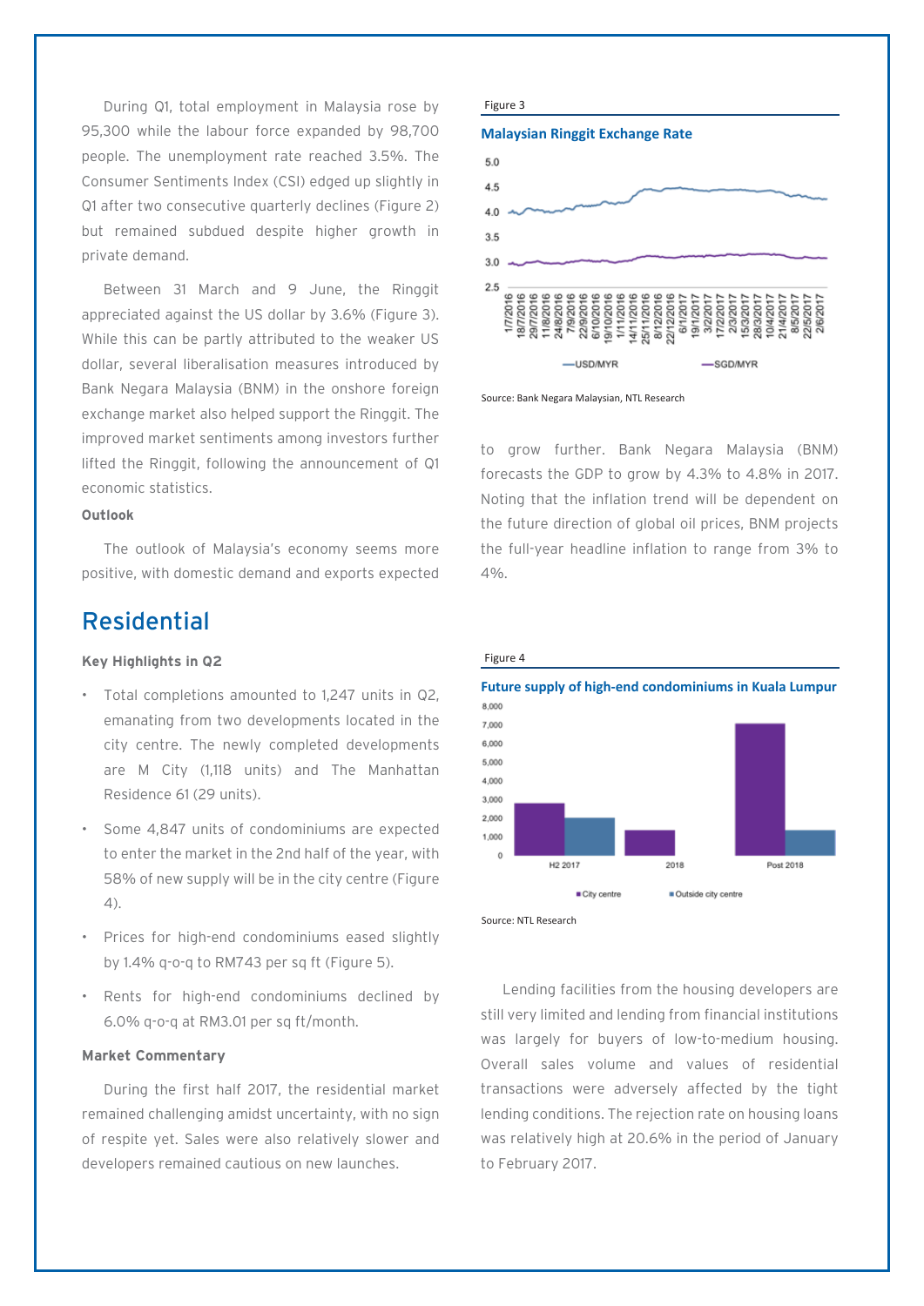During Q1, total employment in Malaysia rose by 95,300 while the labour force expanded by 98,700 people. The unemployment rate reached 3.5%. The Consumer Sentiments Index (CSI) edged up slightly in Q1 after two consecutive quarterly declines (Figure 2) but remained subdued despite higher growth in private demand.

Between 31 March and 9 June, the Ringgit appreciated against the US dollar by 3.6% (Figure 3). While this can be partly attributed to the weaker US dollar, several liberalisation measures introduced by Bank Negara Malaysia (BNM) in the onshore foreign exchange market also helped support the Ringgit. The improved market sentiments among investors further lifted the Ringgit, following the announcement of Q1 economic statistics.

**Outlook**

The outlook of Malaysia's economy seems more positive, with domestic demand and exports expected to grow further. Bank Negara Malaysia (BNM) forecasts the GDP to grow by 4.3% to 4.8% in 2017. Noting that the inflation trend will be dependent on the future direction of global oil prices, BNM projects the full-year headline inflation to range from 3% to 4%.

Figure 3

**Malaysian Ringgit Exchange Rate**

Source: Bank Negara Malaysian, NTL Research

# Residential

**Key Highlights in Q2**

- Total completions amounted to 1,247 units in Q2, emanating from two developments located in the city centre. The newly completed developments are M City (1,118 units) and The Manhattan Residence 61 (29 units).
- Some 4,847 units of condominiums are expected to enter the market in the 2nd half of the year, with 58% of new supply will be in the city centre (Figure 4).
- Prices for high-end condominiums eased slightly by 1.4% q-o-q to RM743 per sq ft (Figure 5).
- Rents for high-end condominiums declined by 6.0% q-o-q at RM3.01 per sq ft/month.

**Market Commentary**

During the first half 2017, the residential market remained challenging amidst uncertainty, with no sign of respite yet. Sales were also relatively slower and developers remained cautious on new launches.

Figure 4

**Future supply of high-end condominiums in Kuala Lumpur**

Source: NTL Research

Lending facilities from the housing developers are still very limited and lending from financial institutions was largely for buyers of low-to-medium housing. Overall sales volume and values of residential transactions were adversely affected by the tight lending conditions. The rejection rate on housing loans was relatively high at 20.6% in the period of January to February 2017.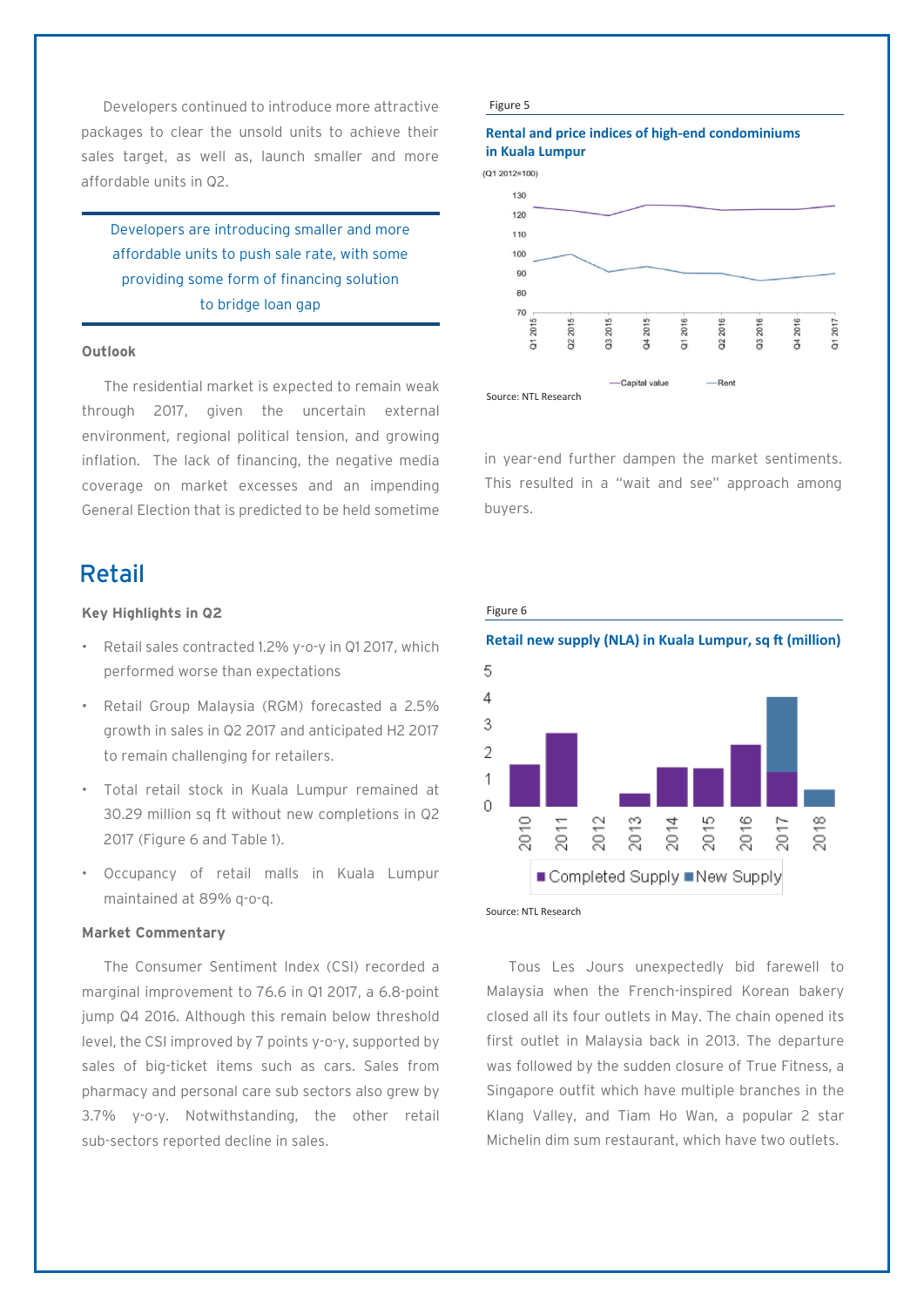Developers continued to introduce more attractive packages to clear the unsold units to achieve their sales target, as well as, launch smaller and more affordable units in Q2.

> Developers are introducing smaller and more affordable units to push sale rate, with some providing some form of financing solution to bridge loan gap

**Outlook**

The residential market is expected to remain weak through 2017, given the uncertain external environment, regional political tension, and growing inflation. The lack of financing, the negative media coverage on market excesses and an impending General Election that is predicted to be held sometime in year-end further dampen the market sentiments. This resulted in a "wait and see" approach among buyers.

Figure 5

**Rental and price indices of high-end condominiums in Kuala Lumpur**

(Q1 2012=100)

Source: NTL Research

## Retail

**Key Highlights in Q2**

- Retail sales contracted 1.2% y-o-y in Q1 2017, which performed worse than expectations
- Retail Group Malaysia (RGM) forecasted a 2.5% growth in sales in Q2 2017 and anticipated H2 2017 to remain challenging for retailers.
- Total retail stock in Kuala Lumpur remained at 30.29 million sq ft without new completions in Q2 2017 (Figure 6 and Table 1).
- Occupancy of retail malls in Kuala Lumpur maintained at 89% q-o-q.

**Market Commentary**

The Consumer Sentiment Index (CSI) recorded a marginal improvement to 76.6 in Q1 2017, a 6.8-point jump Q4 2016. Although this remain below threshold level, the CSI improved by 7 points y-o-y, supported by sales of big-ticket items such as cars. Sales from pharmacy and personal care sub sectors also grew by 3.7% y-o-y. Notwithstanding, the other retail sub-sectors reported decline in sales.

Figure 6

**Retail new supply (NLA) in Kuala Lumpur, sq ft (million)**

Source: NTL Research

Tous Les Jours unexpectedly bid farewell to Malaysia when the French-inspired Korean bakery closed all its four outlets in May. The chain opened its first outlet in Malaysia back in 2013. The departure was followed by the sudden closure of True Fitness, a Singapore outfit which have multiple branches in the Klang Valley, and Tiam Ho Wan, a popular 2 star Michelin dim sum restaurant, which have two outlets.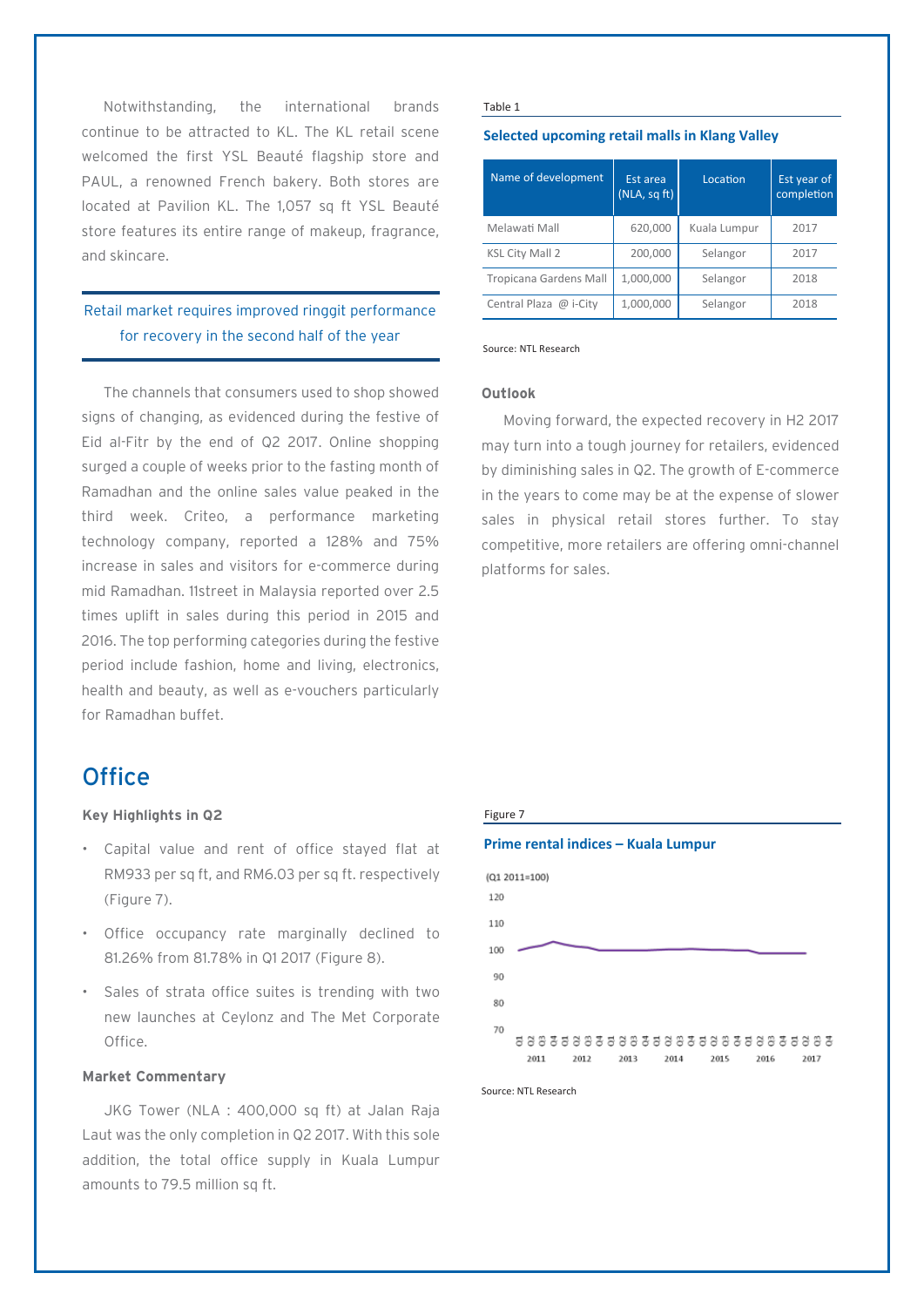Notwithstanding, the international brands continue to be attracted to KL. The KL retail scene welcomed the first YSL Beauté flagship store and PAUL, a renowned French bakery. Both stores are located at Pavilion KL. The 1,057 sq ft YSL Beauté store features its entire range of makeup, fragrance, and skincare.

### Retail market requires improved ringgit performance for recovery in the second half of the year

The channels that consumers used to shop showed signs of changing, as evidenced during the festive of Eid al-Fitr by the end of Q2 2017. Online shopping surged a couple of weeks prior to the fasting month of Ramadhan and the online sales value peaked in the third week. Criteo, a performance marketing technology company, reported a 128% and 75% increase in sales and visitors for e-commerce during mid Ramadhan. 11street in Malaysia reported over 2.5 times uplift in sales during this period in 2015 and 2016. The top performing categories during the festive period include fashion, home and living, electronics, health and beauty, as well as e-vouchers particularly for Ramadhan buffet.

Table 1

**Selected upcoming retail malls in Klang Valley**

| Name of development | Est area (NLA, sq ft) | Location | Est year of completion |
|---|---|---|---|
| Melawati Mall | 620,000 | Kuala Lumpur | 2017 |
| KSL City Mall 2 | 200,000 | Selangor | 2017 |
| Tropicana Gardens Mall | 1,000,000 | Selangor | 2018 |
| Central Plaza @ i-City | 1,000,000 | Selangor | 2018 |

Source: NTL Research

**Outlook**

Moving forward, the expected recovery in H2 2017 may turn into a tough journey for retailers, evidenced by diminishing sales in Q2. The growth of E-commerce in the years to come may be at the expense of slower sales in physical retail stores further. To stay competitive, more retailers are offering omni-channel platforms for sales.

## Office

**Key Highlights in Q2**

- Capital value and rent of office stayed flat at RM933 per sq ft, and RM6.03 per sq ft. respectively (Figure 7).
- Office occupancy rate marginally declined to 81.26% from 81.78% in Q1 2017 (Figure 8).
- Sales of strata office suites is trending with two new launches at Ceylonz and The Met Corporate Office.

**Market Commentary**

JKG Tower (NLA : 400,000 sq ft) at Jalan Raja Laut was the only completion in Q2 2017. With this sole addition, the total office supply in Kuala Lumpur amounts to 79.5 million sq ft.

Figure 7

**Prime rental indices – Kuala Lumpur**

(Q1 2011=100)

Source: NTL Research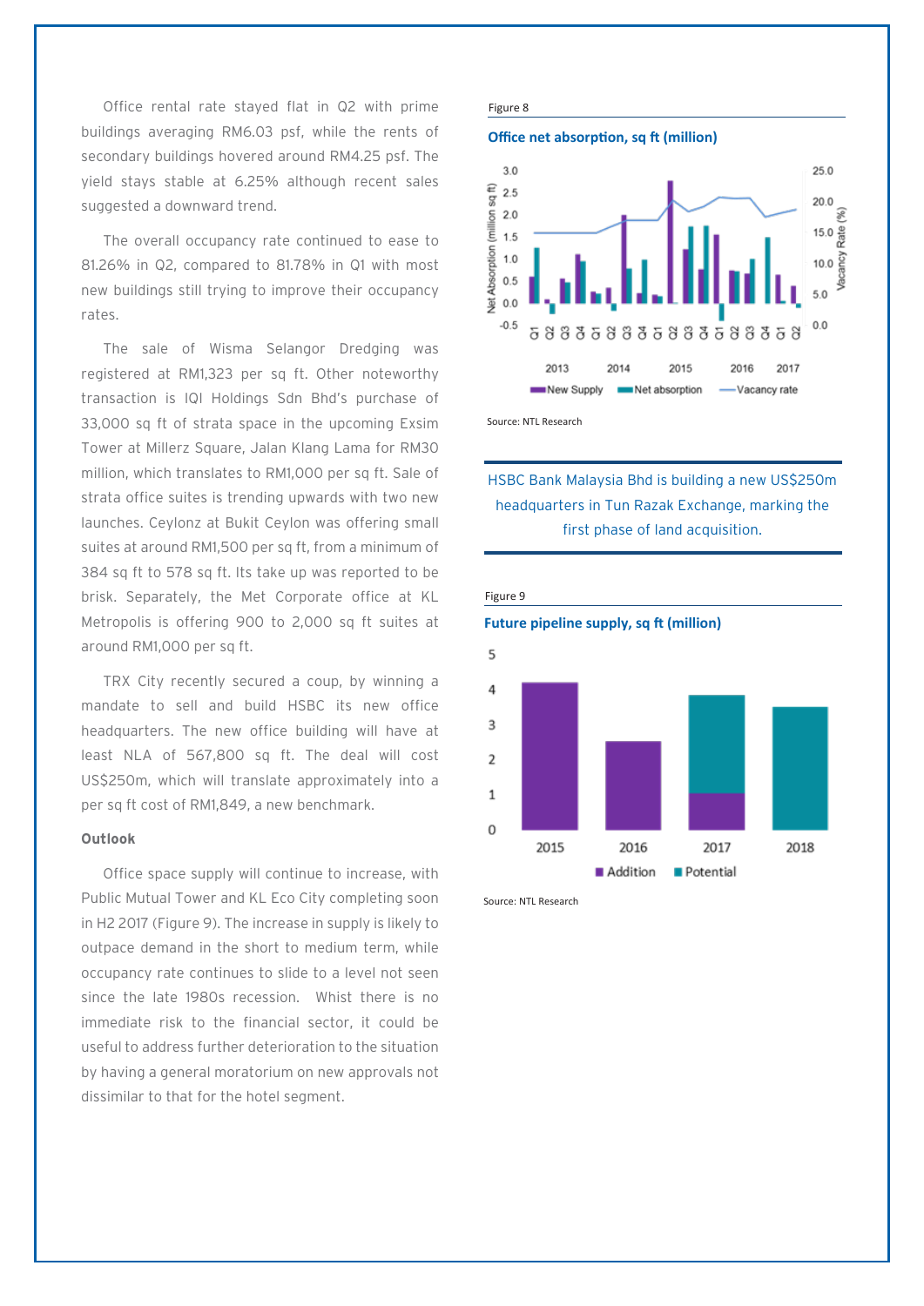Office rental rate stayed flat in Q2 with prime buildings averaging RM6.03 psf, while the rents of secondary buildings hovered around RM4.25 psf. The yield stays stable at 6.25% although recent sales suggested a downward trend.

The overall occupancy rate continued to ease to 81.26% in Q2, compared to 81.78% in Q1 with most new buildings still trying to improve their occupancy rates.

The sale of Wisma Selangor Dredging was registered at RM1,323 per sq ft. Other noteworthy transaction is IQI Holdings Sdn Bhd's purchase of 33,000 sq ft of strata space in the upcoming Exsim Tower at Millerz Square, Jalan Klang Lama for RM30 million, which translates to RM1,000 per sq ft. Sale of strata office suites is trending upwards with two new launches. Ceylonz at Bukit Ceylon was offering small suites at around RM1,500 per sq ft, from a minimum of 384 sq ft to 578 sq ft. Its take up was reported to be brisk. Separately, the Met Corporate office at KL Metropolis is offering 900 to 2,000 sq ft suites at around RM1,000 per sq ft.

TRX City recently secured a coup, by winning a mandate to sell and build HSBC its new office headquarters. The new office building will have at least NLA of 567,800 sq ft. The deal will cost US$250m, which will translate approximately into a per sq ft cost of RM1,849, a new benchmark.

**Outlook**

Office space supply will continue to increase, with Public Mutual Tower and KL Eco City completing soon in H2 2017 (Figure 9). The increase in supply is likely to outpace demand in the short to medium term, while occupancy rate continues to slide to a level not seen since the late 1980s recession. Whist there is no immediate risk to the financial sector, it could be useful to address further deterioration to the situation by having a general moratorium on new approvals not dissimilar to that for the hotel segment.

Figure 8

**Office net absorption, sq ft (million)**

Source: NTL Research

HSBC Bank Malaysia Bhd is building a new US$250m headquarters in Tun Razak Exchange, marking the first phase of land acquisition.

Figure 9

**Future pipeline supply, sq ft (million)**

Source: NTL Research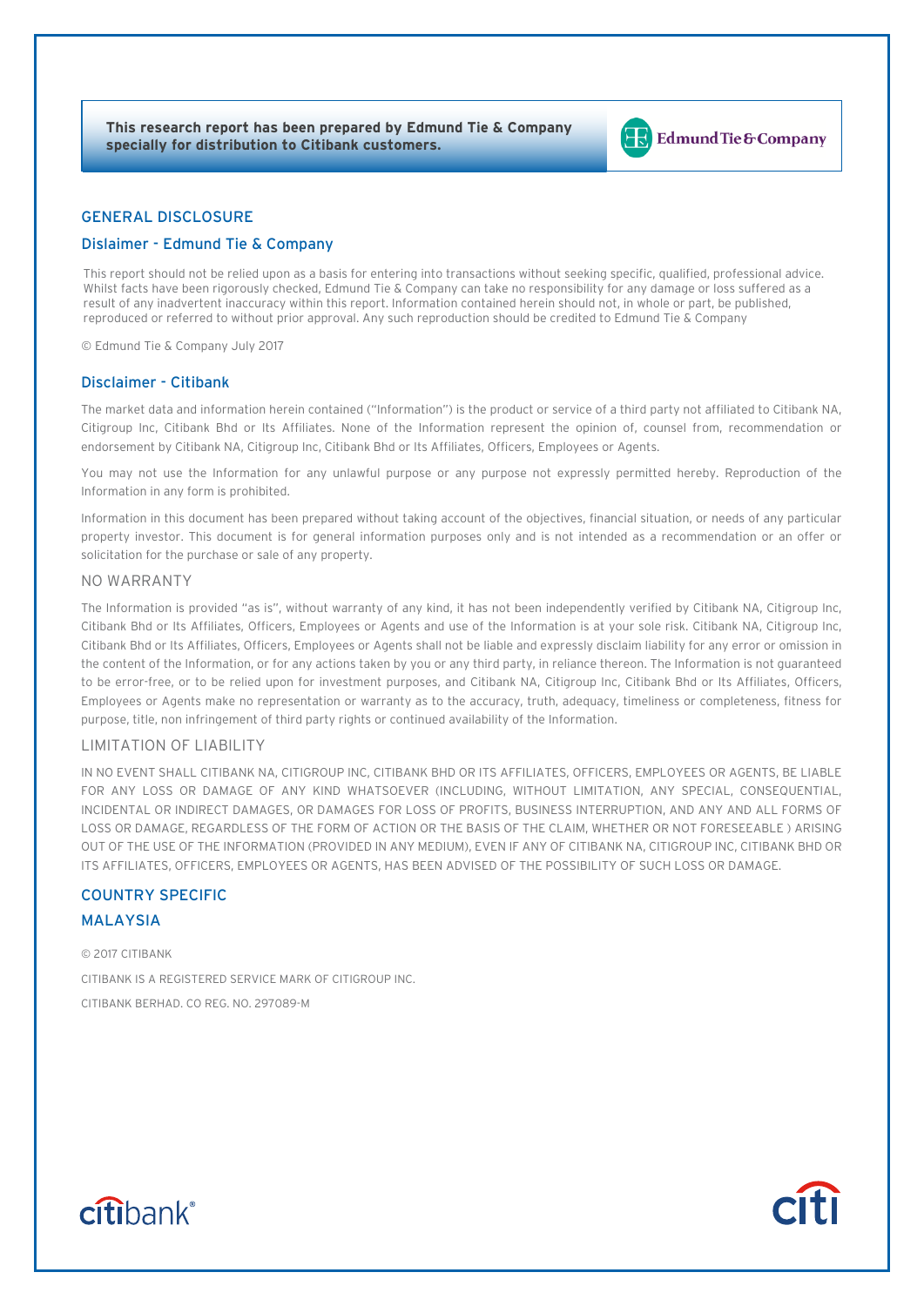**This research report has been prepared by Edmund Tie & Company specially for distribution to Citibank customers.**

Edmund Tie & Company

## GENERAL DISCLOSURE

### Dislaimer - Edmund Tie & Company

This report should not be relied upon as a basis for entering into transactions without seeking specific, qualified, professional advice. Whilst facts have been rigorously checked, Edmund Tie & Company can take no responsibility for any damage or loss suffered as a result of any inadvertent inaccuracy within this report. Information contained herein should not, in whole or part, be published, reproduced or referred to without prior approval. Any such reproduction should be credited to Edmund Tie & Company

© Edmund Tie & Company July 2017

### Disclaimer - Citibank

The market data and information herein contained ("Information") is the product or service of a third party not affiliated to Citibank NA, Citigroup Inc, Citibank Bhd or Its Affiliates. None of the Information represent the opinion of, counsel from, recommendation or endorsement by Citibank NA, Citigroup Inc, Citibank Bhd or Its Affiliates, Officers, Employees or Agents.

You may not use the Information for any unlawful purpose or any purpose not expressly permitted hereby. Reproduction of the Information in any form is prohibited.

Information in this document has been prepared without taking account of the objectives, financial situation, or needs of any particular property investor. This document is for general information purposes only and is not intended as a recommendation or an offer or solicitation for the purchase or sale of any property.

#### NO WARRANTY

The Information is provided "as is", without warranty of any kind, it has not been independently verified by Citibank NA, Citigroup Inc, Citibank Bhd or Its Affiliates, Officers, Employees or Agents and use of the Information is at your sole risk. Citibank NA, Citigroup Inc, Citibank Bhd or Its Affiliates, Officers, Employees or Agents shall not be liable and expressly disclaim liability for any error or omission in the content of the Information, or for any actions taken by you or any third party, in reliance thereon. The Information is not guaranteed to be error-free, or to be relied upon for investment purposes, and Citibank NA, Citigroup Inc, Citibank Bhd or Its Affiliates, Officers, Employees or Agents make no representation or warranty as to the accuracy, truth, adequacy, timeliness or completeness, fitness for purpose, title, non infringement of third party rights or continued availability of the Information.

#### LIMITATION OF LIABILITY

IN NO EVENT SHALL CITIBANK NA, CITIGROUP INC, CITIBANK BHD OR ITS AFFILIATES, OFFICERS, EMPLOYEES OR AGENTS, BE LIABLE FOR ANY LOSS OR DAMAGE OF ANY KIND WHATSOEVER (INCLUDING, WITHOUT LIMITATION, ANY SPECIAL, CONSEQUENTIAL, INCIDENTAL OR INDIRECT DAMAGES, OR DAMAGES FOR LOSS OF PROFITS, BUSINESS INTERRUPTION, AND ANY AND ALL FORMS OF LOSS OR DAMAGE, REGARDLESS OF THE FORM OF ACTION OR THE BASIS OF THE CLAIM, WHETHER OR NOT FORESEEABLE ) ARISING OUT OF THE USE OF THE INFORMATION (PROVIDED IN ANY MEDIUM), EVEN IF ANY OF CITIBANK NA, CITIGROUP INC, CITIBANK BHD OR ITS AFFILIATES, OFFICERS, EMPLOYEES OR AGENTS, HAS BEEN ADVISED OF THE POSSIBILITY OF SUCH LOSS OR DAMAGE.

## COUNTRY SPECIFIC

### MALAYSIA

© 2017 CITIBANK

CITIBANK IS A REGISTERED SERVICE MARK OF CITIGROUP INC.

CITIBANK BERHAD. CO REG. NO. 297089-M

citibank®

citi